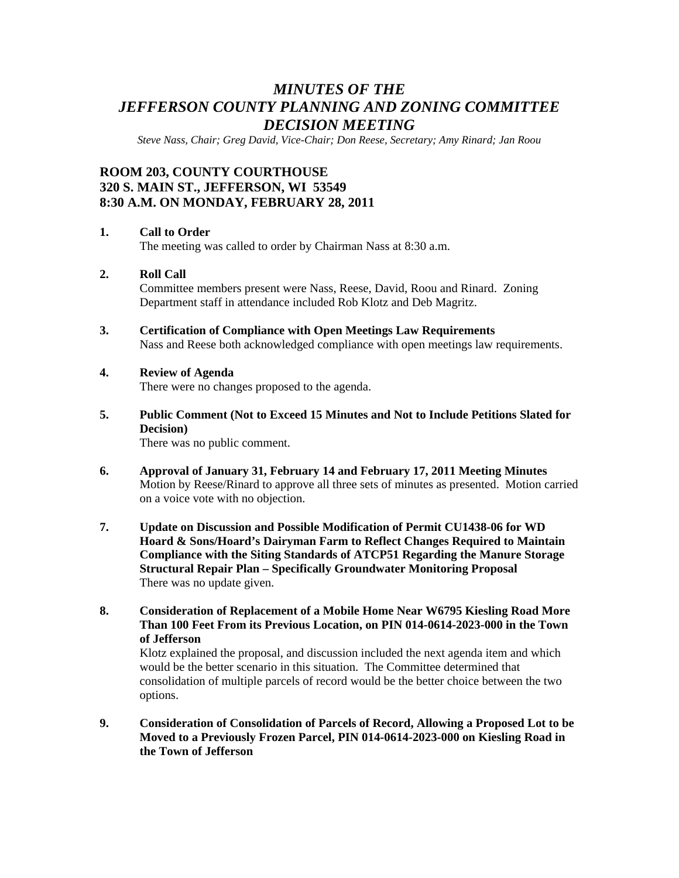# *MINUTES OF THE JEFFERSON COUNTY PLANNING AND ZONING COMMITTEE DECISION MEETING*

*Steve Nass, Chair; Greg David, Vice-Chair; Don Reese, Secretary; Amy Rinard; Jan Roou*

## ROOM 203, COUNTY COURTHOUSE
## 320 S. MAIN ST., JEFFERSON, WI 53549
## 8:30 A.M. ON MONDAY, FEBRUARY 28, 2011

**1. Call to Order**

The meeting was called to order by Chairman Nass at 8:30 a.m.

**2. Roll Call**

Committee members present were Nass, Reese, David, Roou and Rinard. Zoning Department staff in attendance included Rob Klotz and Deb Magritz.

**3. Certification of Compliance with Open Meetings Law Requirements**

Nass and Reese both acknowledged compliance with open meetings law requirements.

**4. Review of Agenda**

There were no changes proposed to the agenda.

**5. Public Comment (Not to Exceed 15 Minutes and Not to Include Petitions Slated for Decision)**

There was no public comment.

**6. Approval of January 31, February 14 and February 17, 2011 Meeting Minutes**

Motion by Reese/Rinard to approve all three sets of minutes as presented. Motion carried on a voice vote with no objection.

**7. Update on Discussion and Possible Modification of Permit CU1438-06 for WD Hoard & Sons/Hoard's Dairyman Farm to Reflect Changes Required to Maintain Compliance with the Siting Standards of ATCP51 Regarding the Manure Storage Structural Repair Plan – Specifically Groundwater Monitoring Proposal**

There was no update given.

**8. Consideration of Replacement of a Mobile Home Near W6795 Kiesling Road More Than 100 Feet From its Previous Location, on PIN 014-0614-2023-000 in the Town of Jefferson**

Klotz explained the proposal, and discussion included the next agenda item and which would be the better scenario in this situation. The Committee determined that consolidation of multiple parcels of record would be the better choice between the two options.

**9. Consideration of Consolidation of Parcels of Record, Allowing a Proposed Lot to be Moved to a Previously Frozen Parcel, PIN 014-0614-2023-000 on Kiesling Road in the Town of Jefferson**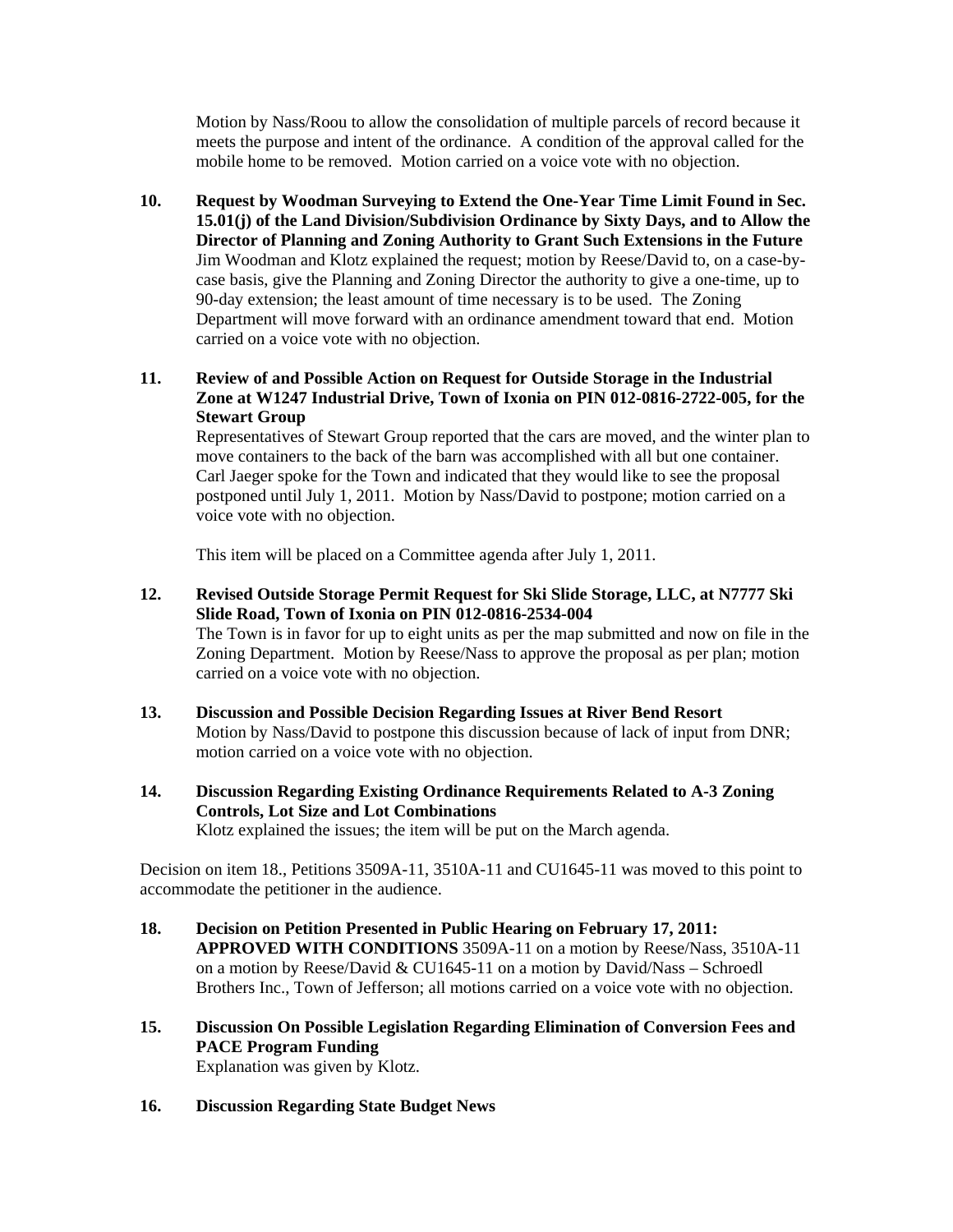Motion by Nass/Roou to allow the consolidation of multiple parcels of record because it meets the purpose and intent of the ordinance. A condition of the approval called for the mobile home to be removed. Motion carried on a voice vote with no objection.

**10. Request by Woodman Surveying to Extend the One-Year Time Limit Found in Sec. 15.01(j) of the Land Division/Subdivision Ordinance by Sixty Days, and to Allow the Director of Planning and Zoning Authority to Grant Such Extensions in the Future**
Jim Woodman and Klotz explained the request; motion by Reese/David to, on a case-by-case basis, give the Planning and Zoning Director the authority to give a one-time, up to 90-day extension; the least amount of time necessary is to be used. The Zoning Department will move forward with an ordinance amendment toward that end. Motion carried on a voice vote with no objection.

**11. Review of and Possible Action on Request for Outside Storage in the Industrial Zone at W1247 Industrial Drive, Town of Ixonia on PIN 012-0816-2722-005, for the Stewart Group**
Representatives of Stewart Group reported that the cars are moved, and the winter plan to move containers to the back of the barn was accomplished with all but one container. Carl Jaeger spoke for the Town and indicated that they would like to see the proposal postponed until July 1, 2011. Motion by Nass/David to postpone; motion carried on a voice vote with no objection.

This item will be placed on a Committee agenda after July 1, 2011.

**12. Revised Outside Storage Permit Request for Ski Slide Storage, LLC, at N7777 Ski Slide Road, Town of Ixonia on PIN 012-0816-2534-004**
The Town is in favor for up to eight units as per the map submitted and now on file in the Zoning Department. Motion by Reese/Nass to approve the proposal as per plan; motion carried on a voice vote with no objection.

**13. Discussion and Possible Decision Regarding Issues at River Bend Resort**
Motion by Nass/David to postpone this discussion because of lack of input from DNR; motion carried on a voice vote with no objection.

**14. Discussion Regarding Existing Ordinance Requirements Related to A-3 Zoning Controls, Lot Size and Lot Combinations**
Klotz explained the issues; the item will be put on the March agenda.

Decision on item 18., Petitions 3509A-11, 3510A-11 and CU1645-11 was moved to this point to accommodate the petitioner in the audience.

**18. Decision on Petition Presented in Public Hearing on February 17, 2011:**
**APPROVED WITH CONDITIONS** 3509A-11 on a motion by Reese/Nass, 3510A-11 on a motion by Reese/David & CU1645-11 on a motion by David/Nass – Schroedl Brothers Inc., Town of Jefferson; all motions carried on a voice vote with no objection.

**15. Discussion On Possible Legislation Regarding Elimination of Conversion Fees and PACE Program Funding**
Explanation was given by Klotz.

**16. Discussion Regarding State Budget News**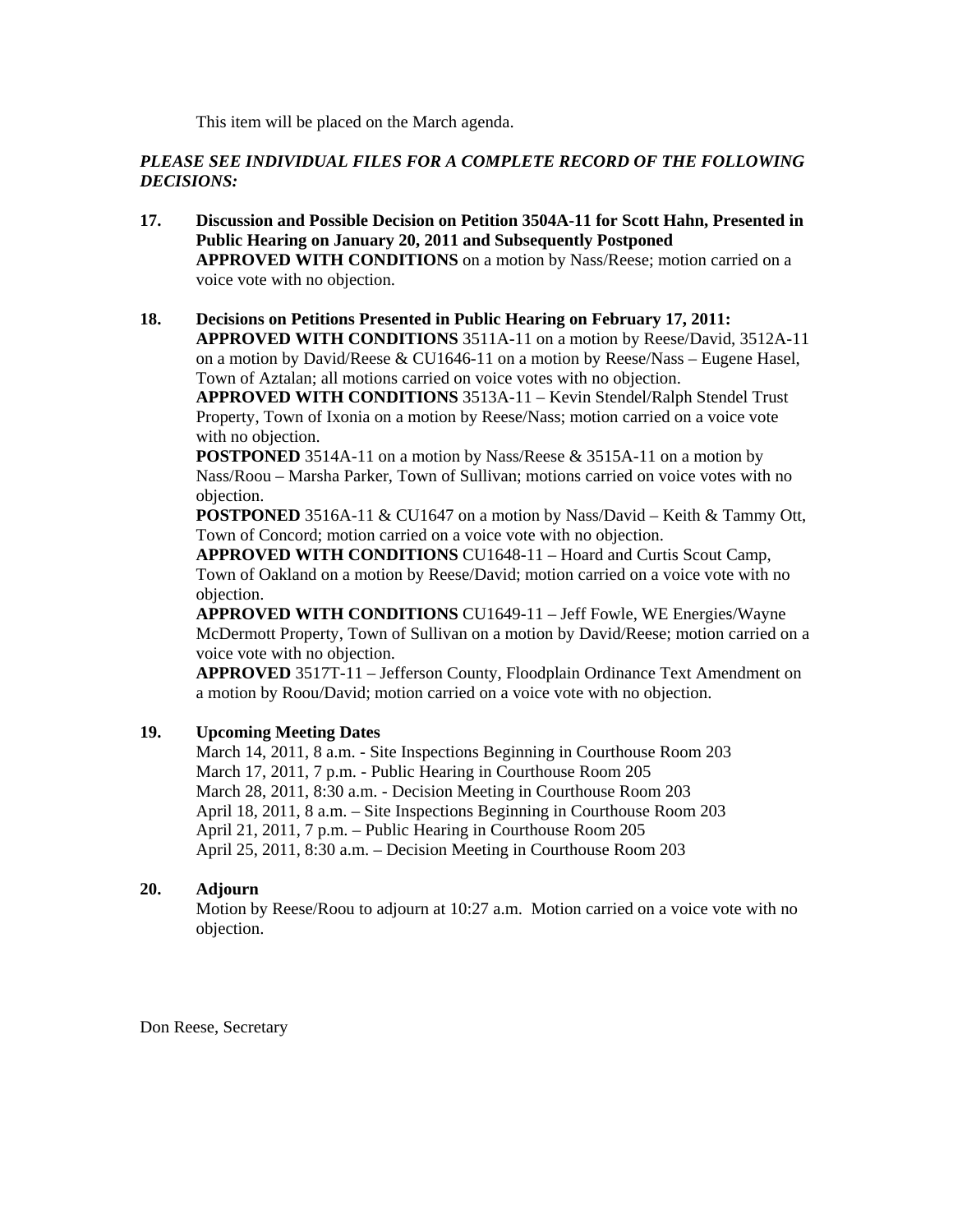This item will be placed on the March agenda.

***PLEASE SEE INDIVIDUAL FILES FOR A COMPLETE RECORD OF THE FOLLOWING DECISIONS:***

**17. Discussion and Possible Decision on Petition 3504A-11 for Scott Hahn, Presented in Public Hearing on January 20, 2011 and Subsequently Postponed**
**APPROVED WITH CONDITIONS** on a motion by Nass/Reese; motion carried on a voice vote with no objection.

**18. Decisions on Petitions Presented in Public Hearing on February 17, 2011:**
**APPROVED WITH CONDITIONS** 3511A-11 on a motion by Reese/David, 3512A-11 on a motion by David/Reese & CU1646-11 on a motion by Reese/Nass – Eugene Hasel, Town of Aztalan; all motions carried on voice votes with no objection.
**APPROVED WITH CONDITIONS** 3513A-11 – Kevin Stendel/Ralph Stendel Trust Property, Town of Ixonia on a motion by Reese/Nass; motion carried on a voice vote with no objection.
**POSTPONED** 3514A-11 on a motion by Nass/Reese & 3515A-11 on a motion by Nass/Roou – Marsha Parker, Town of Sullivan; motions carried on voice votes with no objection.
**POSTPONED** 3516A-11 & CU1647 on a motion by Nass/David – Keith & Tammy Ott, Town of Concord; motion carried on a voice vote with no objection.
**APPROVED WITH CONDITIONS** CU1648-11 – Hoard and Curtis Scout Camp, Town of Oakland on a motion by Reese/David; motion carried on a voice vote with no objection.
**APPROVED WITH CONDITIONS** CU1649-11 – Jeff Fowle, WE Energies/Wayne McDermott Property, Town of Sullivan on a motion by David/Reese; motion carried on a voice vote with no objection.
**APPROVED** 3517T-11 – Jefferson County, Floodplain Ordinance Text Amendment on a motion by Roou/David; motion carried on a voice vote with no objection.

**19. Upcoming Meeting Dates**
March 14, 2011, 8 a.m. - Site Inspections Beginning in Courthouse Room 203
March 17, 2011, 7 p.m. - Public Hearing in Courthouse Room 205
March 28, 2011, 8:30 a.m. - Decision Meeting in Courthouse Room 203
April 18, 2011, 8 a.m. – Site Inspections Beginning in Courthouse Room 203
April 21, 2011, 7 p.m. – Public Hearing in Courthouse Room 205
April 25, 2011, 8:30 a.m. – Decision Meeting in Courthouse Room 203

**20. Adjourn**
Motion by Reese/Roou to adjourn at 10:27 a.m. Motion carried on a voice vote with no objection.

Don Reese, Secretary